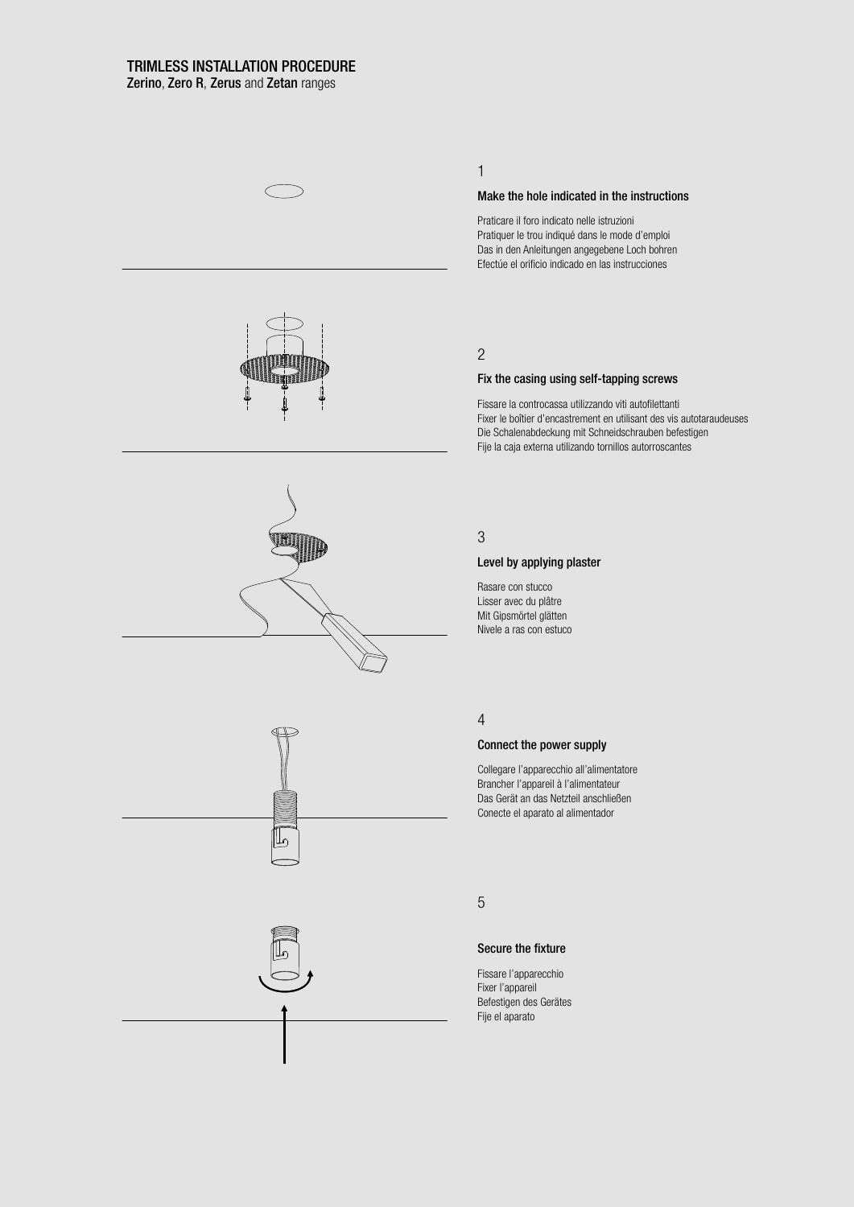# TRIMLESS INSTALLATION PROCEDURE

**Zerino**, **Zero R**, **Zerus** and **Zetan** ranges

## 1

### Make the hole indicated in the instructions

Praticare il foro indicato nelle istruzioni
Pratiquer le trou indiqué dans le mode d'emploi
Das in den Anleitungen angegebene Loch bohren
Efectúe el orificio indicado en las instrucciones

## 2

### Fix the casing using self-tapping screws

Fissare la controcassa utilizzando viti autofilettanti
Fixer le boîtier d'encastrement en utilisant des vis autotaraudeuses
Die Schalenabdeckung mit Schneidschrauben befestigen
Fije la caja externa utilizando tornillos autorroscantes

## 3

### Level by applying plaster

Rasare con stucco
Lisser avec du plâtre
Mit Gipsmörtel glätten
Nivele a ras con estuco

## 4

### Connect the power supply

Collegare l'apparecchio all'alimentatore
Brancher l'appareil à l'alimentateur
Das Gerät an das Netzteil anschließen
Conecte el aparato al alimentador

## 5

### Secure the fixture

Fissare l'apparecchio
Fixer l'appareil
Befestigen des Gerätes
Fije el aparato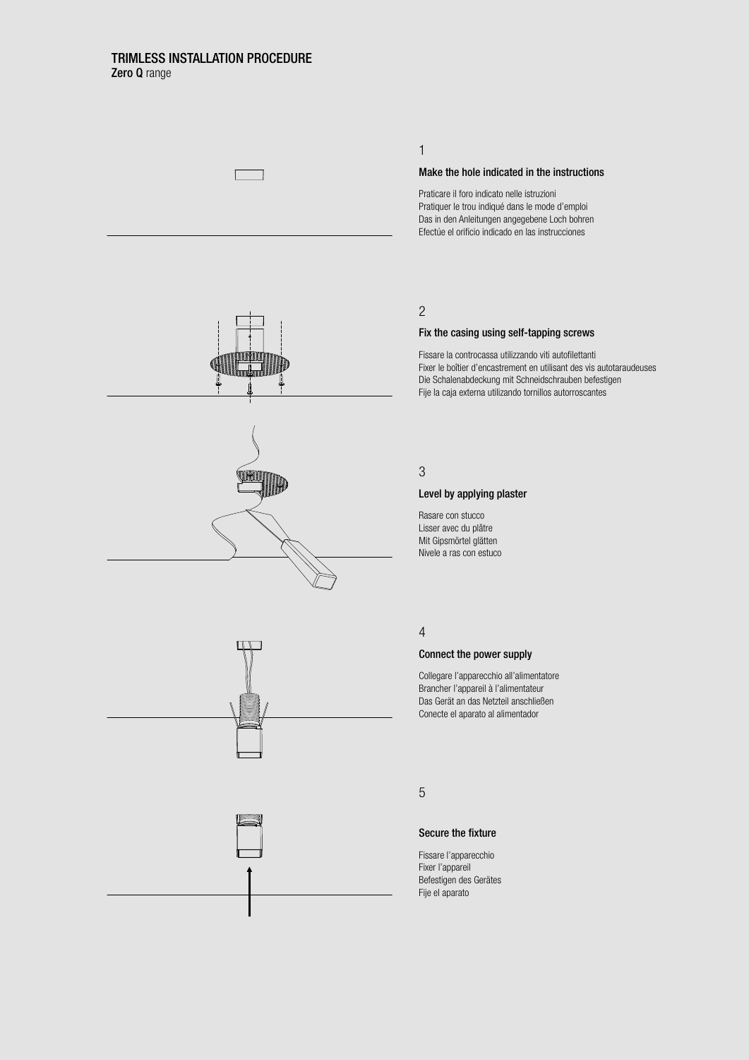# TRIMLESS INSTALLATION PROCEDURE

**Zero Q** range

1

### Make the hole indicated in the instructions

Praticare il foro indicato nelle istruzioni
Pratiquer le trou indiqué dans le mode d'emploi
Das in den Anleitungen angegebene Loch bohren
Efectúe el orificio indicado en las instrucciones

2

### Fix the casing using self-tapping screws

Fissare la controcassa utilizzando viti autofilettanti
Fixer le boîtier d'encastrement en utilisant des vis autotaraudeuses
Die Schalenabdeckung mit Schneidschrauben befestigen
Fije la caja externa utilizando tornillos autorroscantes

3

### Level by applying plaster

Rasare con stucco
Lisser avec du plâtre
Mit Gipsmörtel glätten
Nivele a ras con estuco

4

### Connect the power supply

Collegare l'apparecchio all'alimentatore
Brancher l'appareil à l'alimentateur
Das Gerät an das Netzteil anschließen
Conecte el aparato al alimentador

5

### Secure the fixture

Fissare l'apparecchio
Fixer l'appareil
Befestigen des Gerätes
Fije el aparato